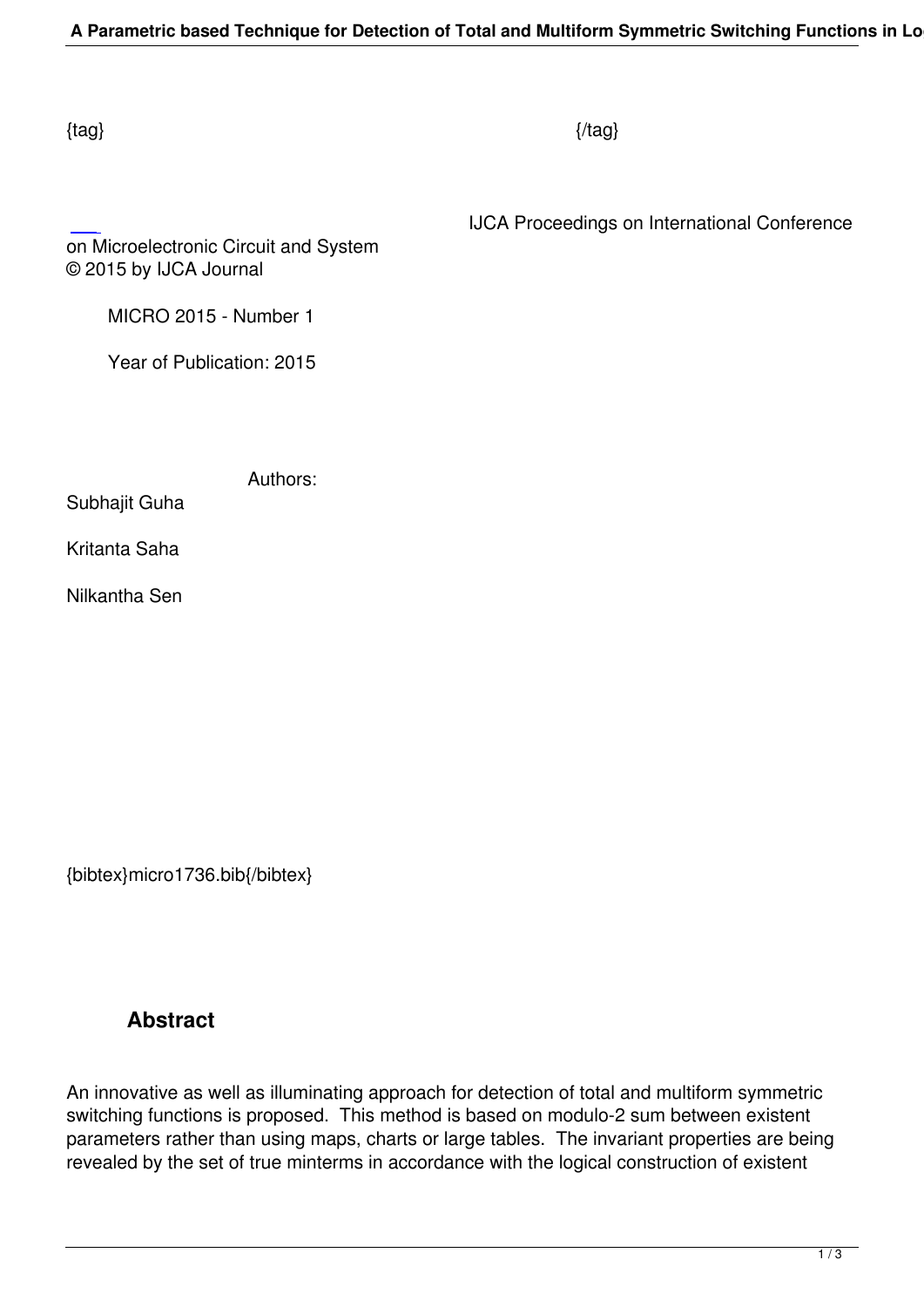{tag} {/tag}

IJCA Proceedings on International Conference on Microelectronic Circuit and System
© 2015 by IJCA Journal

MICRO 2015 - Number 1

Year of Publication: 2015

Authors:

Subhajit Guha

Kritanta Saha

Nilkantha Sen

{bibtex}micro1736.bib{/bibtex}

## Abstract

An innovative as well as illuminating approach for detection of total and multiform symmetric switching functions is proposed. This method is based on modulo-2 sum between existent parameters rather than using maps, charts or large tables. The invariant properties are being revealed by the set of true minterms in accordance with the logical construction of existent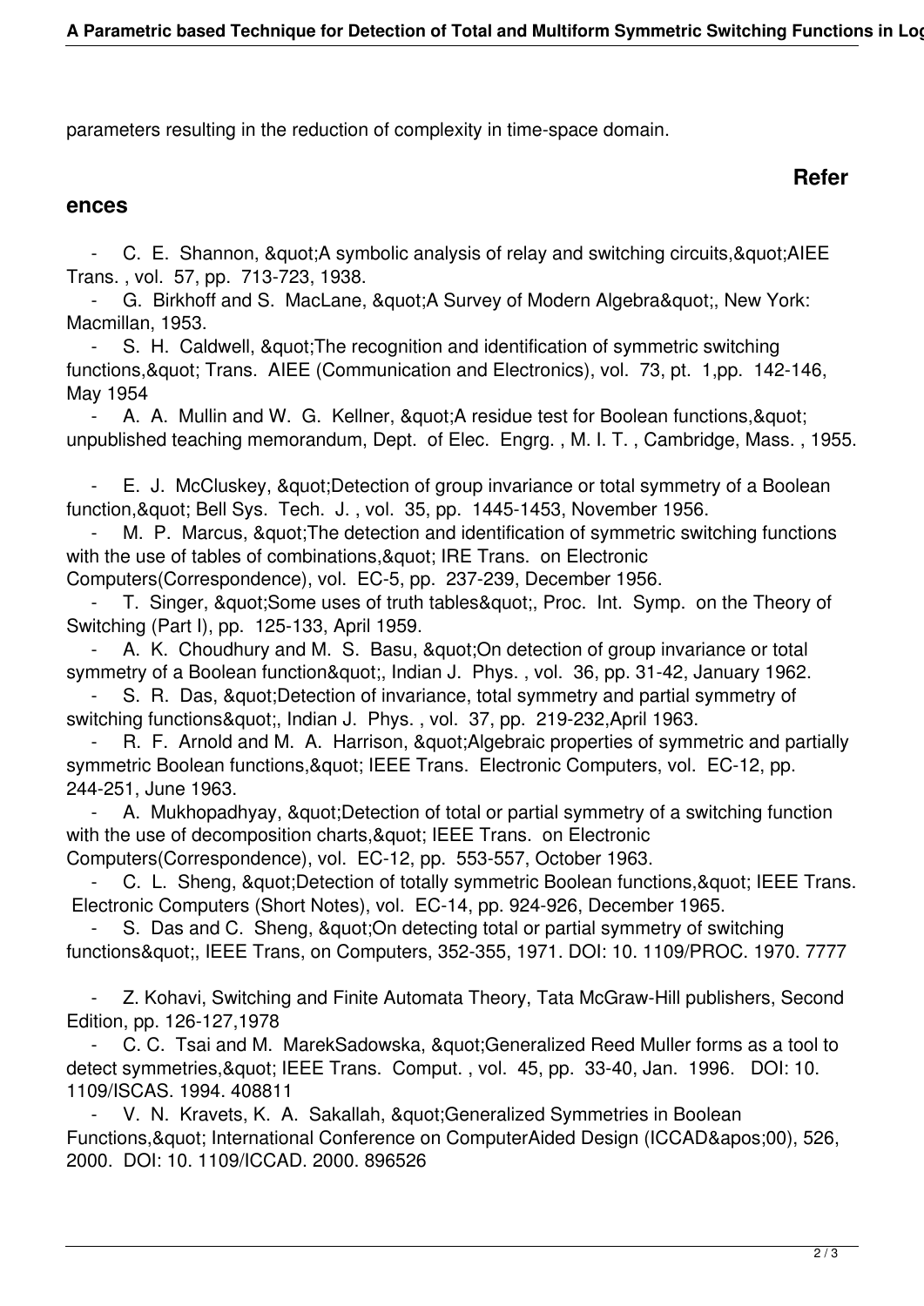parameters resulting in the reduction of complexity in time-space domain.

## References

- C. E. Shannon, "A symbolic analysis of relay and switching circuits,"AIEE Trans. , vol. 57, pp. 713-723, 1938.
- G. Birkhoff and S. MacLane, "A Survey of Modern Algebra", New York: Macmillan, 1953.
- S. H. Caldwell, "The recognition and identification of symmetric switching functions," Trans. AIEE (Communication and Electronics), vol. 73, pt. 1,pp. 142-146, May 1954
- A. A. Mullin and W. G. Kellner, "A residue test for Boolean functions," unpublished teaching memorandum, Dept. of Elec. Engrg. , M. I. T. , Cambridge, Mass. , 1955.
- E. J. McCluskey, "Detection of group invariance or total symmetry of a Boolean function," Bell Sys. Tech. J. , vol. 35, pp. 1445-1453, November 1956.
- M. P. Marcus, "The detection and identification of symmetric switching functions with the use of tables of combinations," IRE Trans. on Electronic Computers(Correspondence), vol. EC-5, pp. 237-239, December 1956.
- T. Singer, "Some uses of truth tables", Proc. Int. Symp. on the Theory of Switching (Part I), pp. 125-133, April 1959.
- A. K. Choudhury and M. S. Basu, "On detection of group invariance or total symmetry of a Boolean function", Indian J. Phys. , vol. 36, pp. 31-42, January 1962.
- S. R. Das, "Detection of invariance, total symmetry and partial symmetry of switching functions", Indian J. Phys. , vol. 37, pp. 219-232,April 1963.
- R. F. Arnold and M. A. Harrison, "Algebraic properties of symmetric and partially symmetric Boolean functions," IEEE Trans. Electronic Computers, vol. EC-12, pp. 244-251, June 1963.
- A. Mukhopadhyay, "Detection of total or partial symmetry of a switching function with the use of decomposition charts," IEEE Trans. on Electronic Computers(Correspondence), vol. EC-12, pp. 553-557, October 1963.
- C. L. Sheng, "Detection of totally symmetric Boolean functions," IEEE Trans. Electronic Computers (Short Notes), vol. EC-14, pp. 924-926, December 1965.
- S. Das and C. Sheng, "On detecting total or partial symmetry of switching functions", IEEE Trans, on Computers, 352-355, 1971. DOI: 10. 1109/PROC. 1970. 7777
- Z. Kohavi, Switching and Finite Automata Theory, Tata McGraw-Hill publishers, Second Edition, pp. 126-127,1978
- C. C. Tsai and M. MarekSadowska, "Generalized Reed Muller forms as a tool to detect symmetries," IEEE Trans. Comput. , vol. 45, pp. 33-40, Jan. 1996. DOI: 10. 1109/ISCAS. 1994. 408811
- V. N. Kravets, K. A. Sakallah, "Generalized Symmetries in Boolean Functions," International Conference on ComputerAided Design (ICCAD'00), 526, 2000. DOI: 10. 1109/ICCAD. 2000. 896526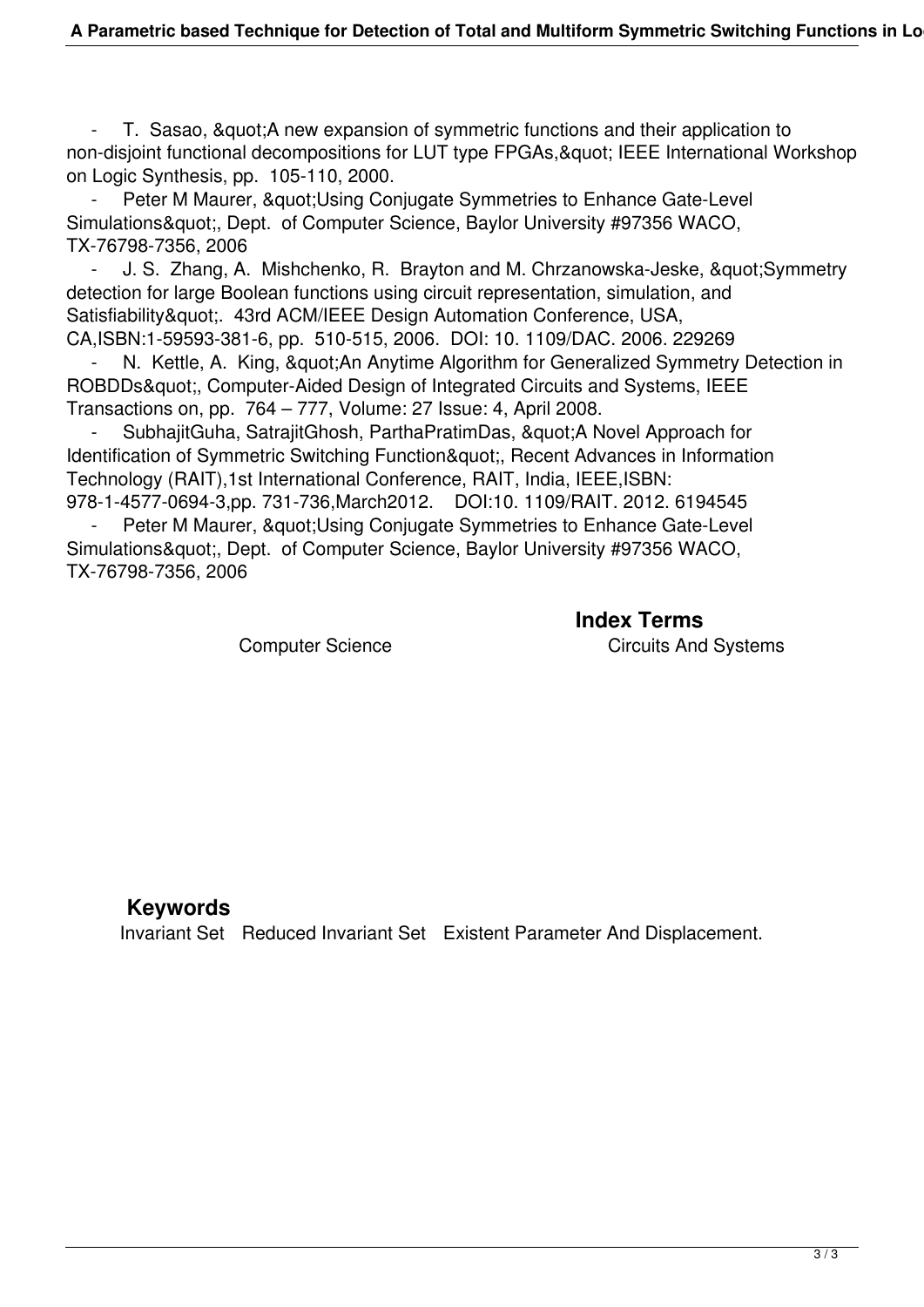- T. Sasao, &quot;A new expansion of symmetric functions and their application to non-disjoint functional decompositions for LUT type FPGAs,&quot; IEEE International Workshop on Logic Synthesis, pp. 105-110, 2000.
- Peter M Maurer, &quot;Using Conjugate Symmetries to Enhance Gate-Level Simulations&quot;, Dept. of Computer Science, Baylor University #97356 WACO, TX-76798-7356, 2006
- J. S. Zhang, A. Mishchenko, R. Brayton and M. Chrzanowska-Jeske, &quot;Symmetry detection for large Boolean functions using circuit representation, simulation, and Satisfiability&quot;. 43rd ACM/IEEE Design Automation Conference, USA, CA,ISBN:1-59593-381-6, pp. 510-515, 2006. DOI: 10. 1109/DAC. 2006. 229269
- N. Kettle, A. King, &quot;An Anytime Algorithm for Generalized Symmetry Detection in ROBDDs&quot;, Computer-Aided Design of Integrated Circuits and Systems, IEEE Transactions on, pp. 764 – 777, Volume: 27 Issue: 4, April 2008.
- SubhajitGuha, SatrajitGhosh, ParthaPratimDas, &quot;A Novel Approach for Identification of Symmetric Switching Function&quot;, Recent Advances in Information Technology (RAIT),1st International Conference, RAIT, India, IEEE,ISBN: 978-1-4577-0694-3,pp. 731-736,March2012. DOI:10. 1109/RAIT. 2012. 6194545
- Peter M Maurer, &quot;Using Conjugate Symmetries to Enhance Gate-Level Simulations&quot;, Dept. of Computer Science, Baylor University #97356 WACO, TX-76798-7356, 2006

## Index Terms

Computer Science    Circuits And Systems

## Keywords

Invariant Set    Reduced Invariant Set    Existent Parameter And Displacement.